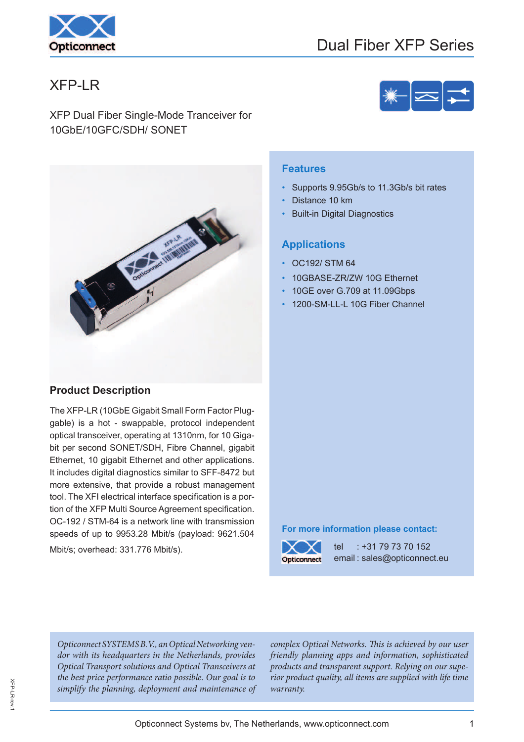# Dual Fiber XFP Series

## XFP-LR

XFP Dual Fiber Single-Mode Tranceiver for 10GbE/10GFC/SDH/ SONET

### Features

- Supports 9.95Gb/s to 11.3Gb/s bit rates
- Distance 10 km
- Built-in Digital Diagnostics

### Applications

- OC192/ STM 64
- 10GBASE-ZR/ZW 10G Ethernet
- 10GE over G.709 at 11.09Gbps
- 1200-SM-LL-L 10G Fiber Channel

### Product Description

The XFP-LR (10GbE Gigabit Small Form Factor Pluggable) is a hot - swappable, protocol independent optical transceiver, operating at 1310nm, for 10 Gigabit per second SONET/SDH, Fibre Channel, gigabit Ethernet, 10 gigabit Ethernet and other applications. It includes digital diagnostics similar to SFF-8472 but more extensive, that provide a robust management tool. The XFI electrical interface specification is a portion of the XFP Multi Source Agreement specification. OC-192 / STM-64 is a network line with transmission speeds of up to 9953.28 Mbit/s (payload: 9621.504 Mbit/s; overhead: 331.776 Mbit/s).

**For more information please contact:**

tel : +31 79 73 70 152
email : sales@opticonnect.eu

*Opticonnect SYSTEMS B.V., an Optical Networking vendor with its headquarters in the Netherlands, provides Optical Transport solutions and Optical Transceivers at the best price performance ratio possible. Our goal is to simplify the planning, deployment and maintenance of complex Optical Networks. This is achieved by our user friendly planning apps and information, sophisticated products and transparent support. Relying on our superior product quality, all items are supplied with life time warranty.*

Opticonnect Systems bv, The Netherlands, www.opticonnect.com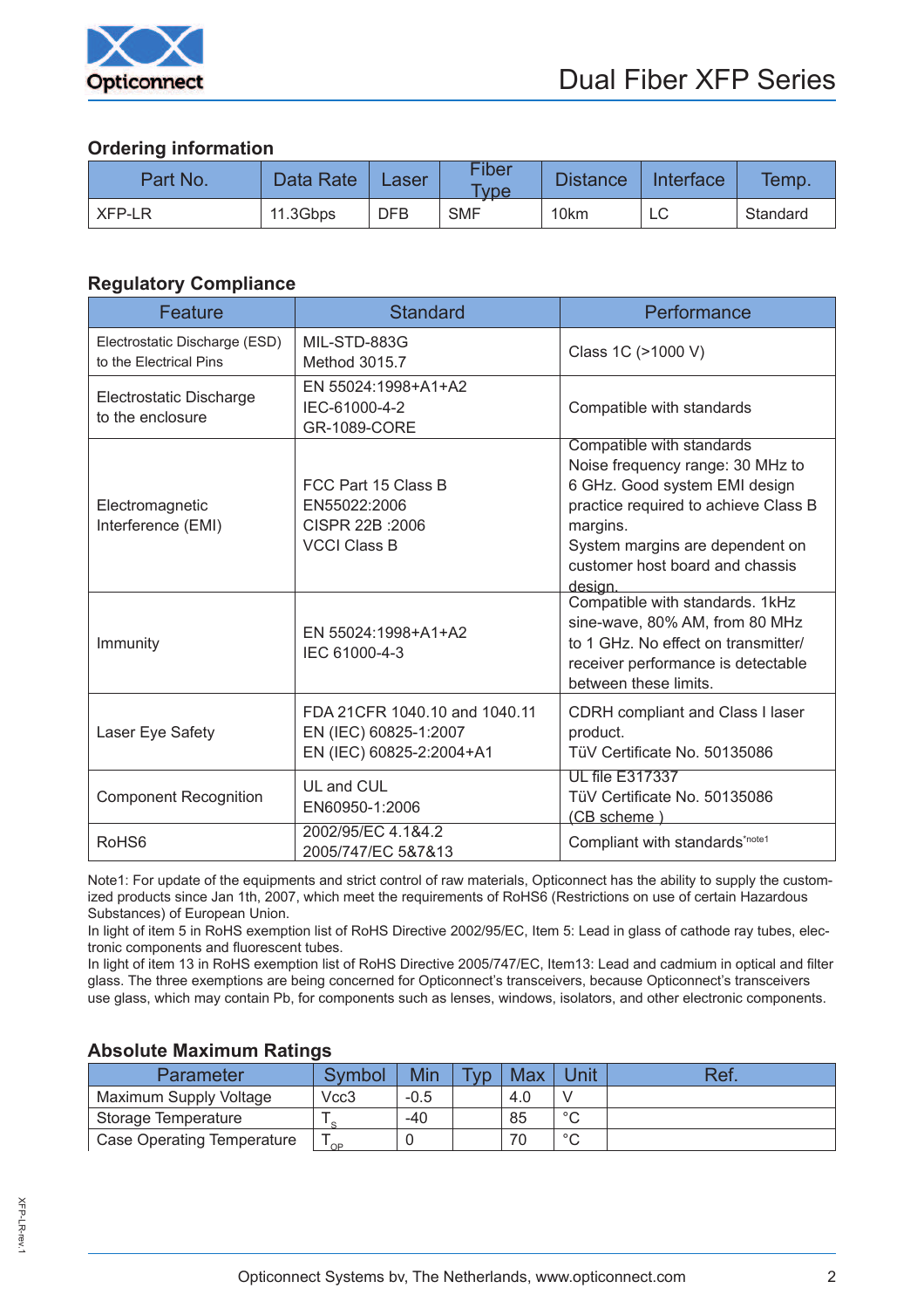## Ordering information

| Part No. | Data Rate | Laser | Fiber Type | Distance | Interface | Temp. |
|---|---|---|---|---|---|---|
| XFP-LR | 11.3Gbps | DFB | SMF | 10km | LC | Standard |

## Regulatory Compliance

| Feature | Standard | Performance |
|---|---|---|
| Electrostatic Discharge (ESD) to the Electrical Pins | MIL-STD-883G Method 3015.7 | Class 1C (>1000 V) |
| Electrostatic Discharge to the enclosure | EN 55024:1998+A1+A2 IEC-61000-4-2 GR-1089-CORE | Compatible with standards |
| Electromagnetic Interference (EMI) | FCC Part 15 Class B EN55022:2006 CISPR 22B :2006 VCCI Class B | Compatible with standards Noise frequency range: 30 MHz to 6 GHz. Good system EMI design practice required to achieve Class B margins. System margins are dependent on customer host board and chassis design. |
| Immunity | EN 55024:1998+A1+A2 IEC 61000-4-3 | Compatible with standards. 1kHz sine-wave, 80% AM, from 80 MHz to 1 GHz. No effect on transmitter/ receiver performance is detectable between these limits. |
| Laser Eye Safety | FDA 21CFR 1040.10 and 1040.11 EN (IEC) 60825-1:2007 EN (IEC) 60825-2:2004+A1 | CDRH compliant and Class I laser product. TüV Certificate No. 50135086 |
| Component Recognition | UL and CUL EN60950-1:2006 | UL file E317337 TüV Certificate No. 50135086 (CB scheme ) |
| RoHS6 | 2002/95/EC 4.1&4.2 2005/747/EC 5&7&13 | Compliant with standards*note1 |

Note1: For update of the equipments and strict control of raw materials, Opticonnect has the ability to supply the customized products since Jan 1th, 2007, which meet the requirements of RoHS6 (Restrictions on use of certain Hazardous Substances) of European Union.
In light of item 5 in RoHS exemption list of RoHS Directive 2002/95/EC, Item 5: Lead in glass of cathode ray tubes, electronic components and fluorescent tubes.
In light of item 13 in RoHS exemption list of RoHS Directive 2005/747/EC, Item13: Lead and cadmium in optical and filter glass. The three exemptions are being concerned for Opticonnect's transceivers, because Opticonnect's transceivers use glass, which may contain Pb, for components such as lenses, windows, isolators, and other electronic components.

## Absolute Maximum Ratings

| Parameter | Symbol | Min | Typ | Max | Unit | Ref. |
|---|---|---|---|---|---|---|
| Maximum Supply Voltage | Vcc3 | -0.5 | | 4.0 | V | |
| Storage Temperature | $T_S$ | -40 | | 85 | °C | |
| Case Operating Temperature | $T_{OP}$ | 0 | | 70 | °C | |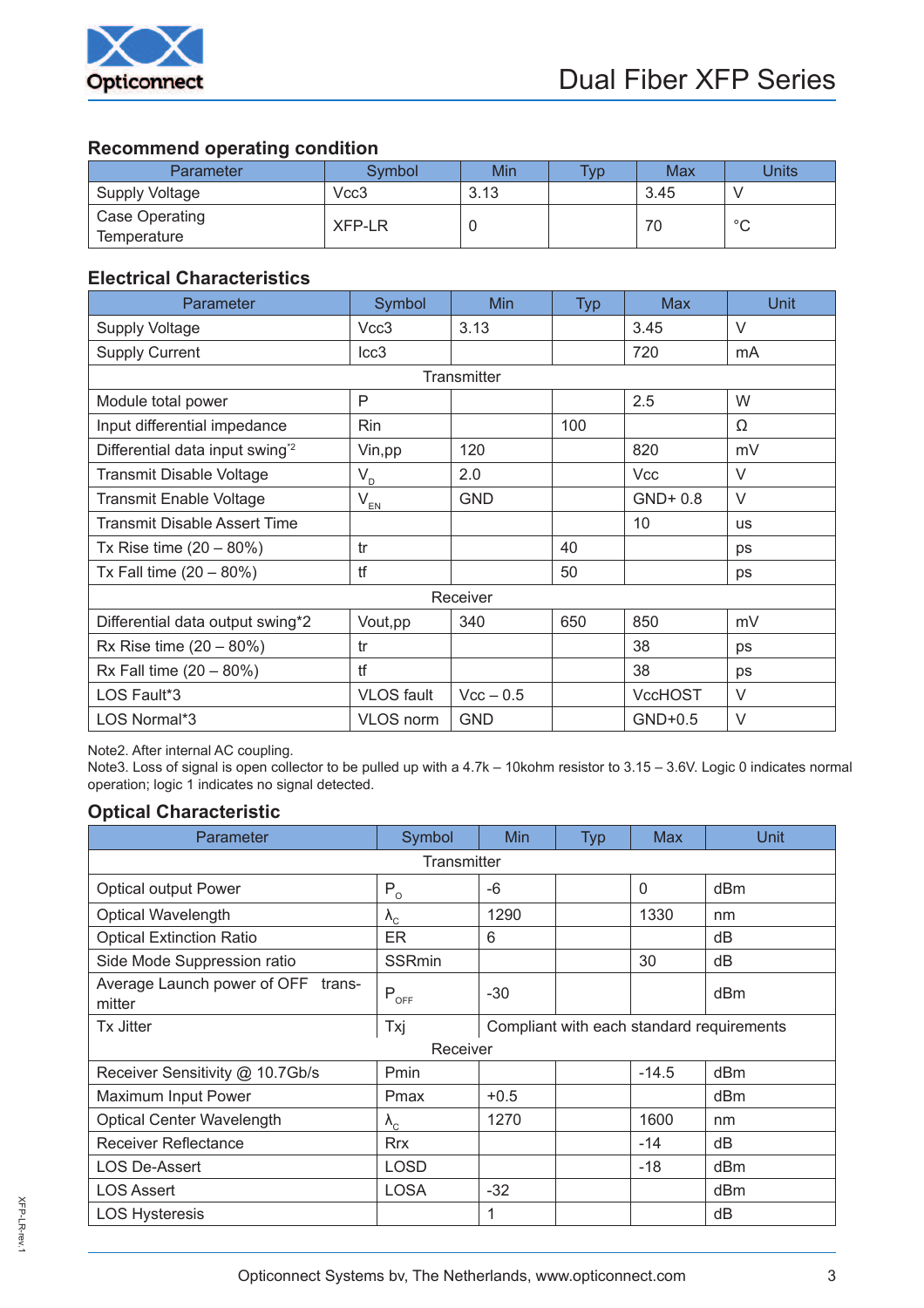## Recommend operating condition

| Parameter | Symbol | Min | Typ | Max | Units |
|---|---|---|---|---|---|
| Supply Voltage | Vcc3 | 3.13 | | 3.45 | V |
| Case Operating Temperature | XFP-LR | 0 | | 70 | °C |

## Electrical Characteristics

| Parameter | Symbol | Min | Typ | Max | Unit |
|---|---|---|---|---|---|
| Supply Voltage | Vcc3 | 3.13 | | 3.45 | V |
| Supply Current | Icc3 | | | 720 | mA |
| Transmitter | | | | | |
| Module total power | P | | | 2.5 | W |
| Input differential impedance | Rin | | 100 | | Ω |
| Differential data input swing*2 | Vin,pp | 120 | | 820 | mV |
| Transmit Disable Voltage | $V_D$ | 2.0 | | Vcc | V |
| Transmit Enable Voltage | $V_{EN}$ | GND | | GND+ 0.8 | V |
| Transmit Disable Assert Time | | | | 10 | us |
| Tx Rise time (20 – 80%) | tr | | 40 | | ps |
| Tx Fall time (20 – 80%) | tf | | 50 | | ps |
| Receiver | | | | | |
| Differential data output swing*2 | Vout,pp | 340 | 650 | 850 | mV |
| Rx Rise time (20 – 80%) | tr | | | 38 | ps |
| Rx Fall time (20 – 80%) | tf | | | 38 | ps |
| LOS Fault*3 | VLOS fault | Vcc – 0.5 | | VccHOST | V |
| LOS Normal*3 | VLOS norm | GND | | GND+0.5 | V |

Note2. After internal AC coupling.
Note3. Loss of signal is open collector to be pulled up with a 4.7k – 10kohm resistor to 3.15 – 3.6V. Logic 0 indicates normal operation; logic 1 indicates no signal detected.

## Optical Characteristic

| Parameter | Symbol | Min | Typ | Max | Unit |
|---|---|---|---|---|---|
| Transmitter | | | | | |
| Optical output Power | $P_O$ | -6 | | 0 | dBm |
| Optical Wavelength | $\lambda_C$ | 1290 | | 1330 | nm |
| Optical Extinction Ratio | ER | 6 | | | dB |
| Side Mode Suppression ratio | SSRmin | | | 30 | dB |
| Average Launch power of OFF transmitter | $P_{OFF}$ | -30 | | | dBm |
| Tx Jitter | Txj | Compliant with each standard requirements | | | |
| Receiver | | | | | |
| Receiver Sensitivity @ 10.7Gb/s | Pmin | | | -14.5 | dBm |
| Maximum Input Power | Pmax | +0.5 | | | dBm |
| Optical Center Wavelength | $\lambda_C$ | 1270 | | 1600 | nm |
| Receiver Reflectance | Rrx | | | -14 | dB |
| LOS De-Assert | LOSD | | | -18 | dBm |
| LOS Assert | LOSA | -32 | | | dBm |
| LOS Hysteresis | | 1 | | | dB |